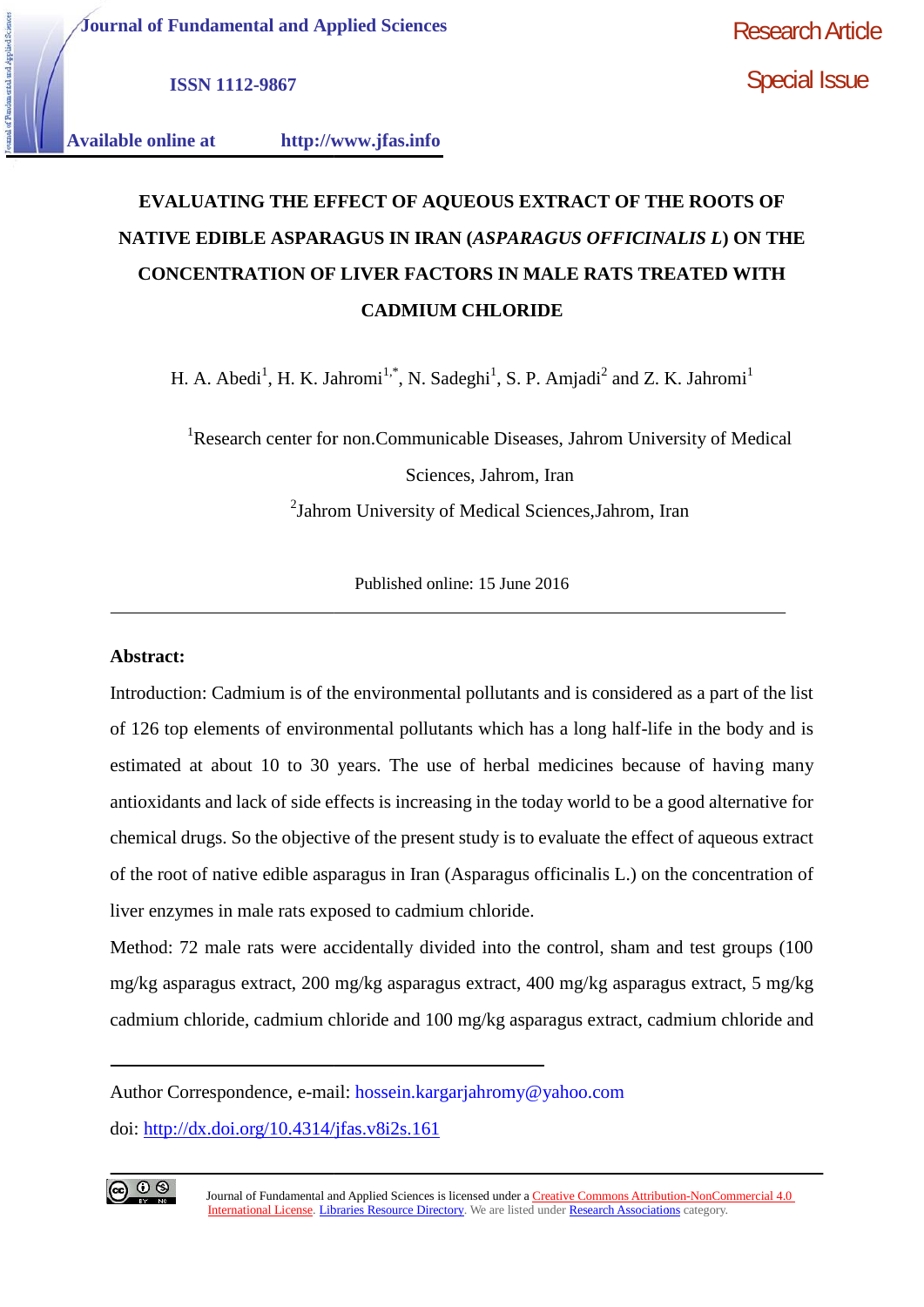Journal of Fundamental and Applied Sciences

ISSN 1112-9867

Available online at http://www.jfas.info

Research Article

Special Issue

# EVALUATING THE EFFECT OF AQUEOUS EXTRACT OF THE ROOTS OF NATIVE EDIBLE ASPARAGUS IN IRAN (*ASPARAGUS OFFICINALIS L*) ON THE CONCENTRATION OF LIVER FACTORS IN MALE RATS TREATED WITH CADMIUM CHLORIDE

H. A. Abedi[1], H. K. Jahromi[1,*], N. Sadeghi[1], S. P. Amjadi[2] and Z. K. Jahromi[1]

[1]Research center for non.Communicable Diseases, Jahrom University of Medical Sciences, Jahrom, Iran

[2]Jahrom University of Medical Sciences,Jahrom, Iran

Published online: 15 June 2016

---

**Abstract:**

Introduction: Cadmium is of the environmental pollutants and is considered as a part of the list of 126 top elements of environmental pollutants which has a long half-life in the body and is estimated at about 10 to 30 years. The use of herbal medicines because of having many antioxidants and lack of side effects is increasing in the today world to be a good alternative for chemical drugs. So the objective of the present study is to evaluate the effect of aqueous extract of the root of native edible asparagus in Iran (Asparagus officinalis L.) on the concentration of liver enzymes in male rats exposed to cadmium chloride.

Method: 72 male rats were accidentally divided into the control, sham and test groups (100 mg/kg asparagus extract, 200 mg/kg asparagus extract, 400 mg/kg asparagus extract, 5 mg/kg cadmium chloride, cadmium chloride and 100 mg/kg asparagus extract, cadmium chloride and

---

Author Correspondence, e-mail: hossein.kargarjahromy@yahoo.com

doi: http://dx.doi.org/10.4314/jfas.v8i2s.161

Journal of Fundamental and Applied Sciences is licensed under a Creative Commons Attribution-NonCommercial 4.0 International License. Libraries Resource Directory. We are listed under Research Associations category.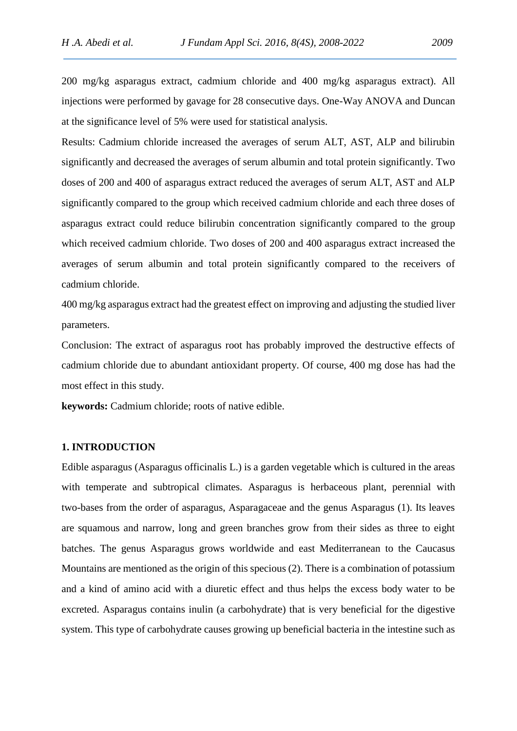200 mg/kg asparagus extract, cadmium chloride and 400 mg/kg asparagus extract). All injections were performed by gavage for 28 consecutive days. One-Way ANOVA and Duncan at the significance level of 5% were used for statistical analysis.

Results: Cadmium chloride increased the averages of serum ALT, AST, ALP and bilirubin significantly and decreased the averages of serum albumin and total protein significantly. Two doses of 200 and 400 of asparagus extract reduced the averages of serum ALT, AST and ALP significantly compared to the group which received cadmium chloride and each three doses of asparagus extract could reduce bilirubin concentration significantly compared to the group which received cadmium chloride. Two doses of 200 and 400 asparagus extract increased the averages of serum albumin and total protein significantly compared to the receivers of cadmium chloride.

400 mg/kg asparagus extract had the greatest effect on improving and adjusting the studied liver parameters.

Conclusion: The extract of asparagus root has probably improved the destructive effects of cadmium chloride due to abundant antioxidant property. Of course, 400 mg dose has had the most effect in this study.

**keywords:** Cadmium chloride; roots of native edible.

## 1. INTRODUCTION

Edible asparagus (Asparagus officinalis L.) is a garden vegetable which is cultured in the areas with temperate and subtropical climates. Asparagus is herbaceous plant, perennial with two-bases from the order of asparagus, Asparagaceae and the genus Asparagus (1). Its leaves are squamous and narrow, long and green branches grow from their sides as three to eight batches. The genus Asparagus grows worldwide and east Mediterranean to the Caucasus Mountains are mentioned as the origin of this specious (2). There is a combination of potassium and a kind of amino acid with a diuretic effect and thus helps the excess body water to be excreted. Asparagus contains inulin (a carbohydrate) that is very beneficial for the digestive system. This type of carbohydrate causes growing up beneficial bacteria in the intestine such as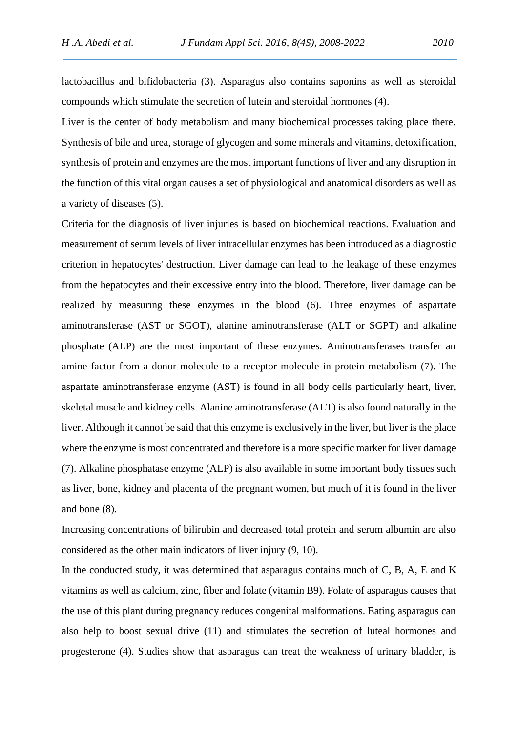lactobacillus and bifidobacteria (3). Asparagus also contains saponins as well as steroidal compounds which stimulate the secretion of lutein and steroidal hormones (4).

Liver is the center of body metabolism and many biochemical processes taking place there. Synthesis of bile and urea, storage of glycogen and some minerals and vitamins, detoxification, synthesis of protein and enzymes are the most important functions of liver and any disruption in the function of this vital organ causes a set of physiological and anatomical disorders as well as a variety of diseases (5).

Criteria for the diagnosis of liver injuries is based on biochemical reactions. Evaluation and measurement of serum levels of liver intracellular enzymes has been introduced as a diagnostic criterion in hepatocytes' destruction. Liver damage can lead to the leakage of these enzymes from the hepatocytes and their excessive entry into the blood. Therefore, liver damage can be realized by measuring these enzymes in the blood (6). Three enzymes of aspartate aminotransferase (AST or SGOT), alanine aminotransferase (ALT or SGPT) and alkaline phosphate (ALP) are the most important of these enzymes. Aminotransferases transfer an amine factor from a donor molecule to a receptor molecule in protein metabolism (7). The aspartate aminotransferase enzyme (AST) is found in all body cells particularly heart, liver, skeletal muscle and kidney cells. Alanine aminotransferase (ALT) is also found naturally in the liver. Although it cannot be said that this enzyme is exclusively in the liver, but liver is the place where the enzyme is most concentrated and therefore is a more specific marker for liver damage (7). Alkaline phosphatase enzyme (ALP) is also available in some important body tissues such as liver, bone, kidney and placenta of the pregnant women, but much of it is found in the liver and bone (8).

Increasing concentrations of bilirubin and decreased total protein and serum albumin are also considered as the other main indicators of liver injury (9, 10).

In the conducted study, it was determined that asparagus contains much of C, B, A, E and K vitamins as well as calcium, zinc, fiber and folate (vitamin B9). Folate of asparagus causes that the use of this plant during pregnancy reduces congenital malformations. Eating asparagus can also help to boost sexual drive (11) and stimulates the secretion of luteal hormones and progesterone (4). Studies show that asparagus can treat the weakness of urinary bladder, is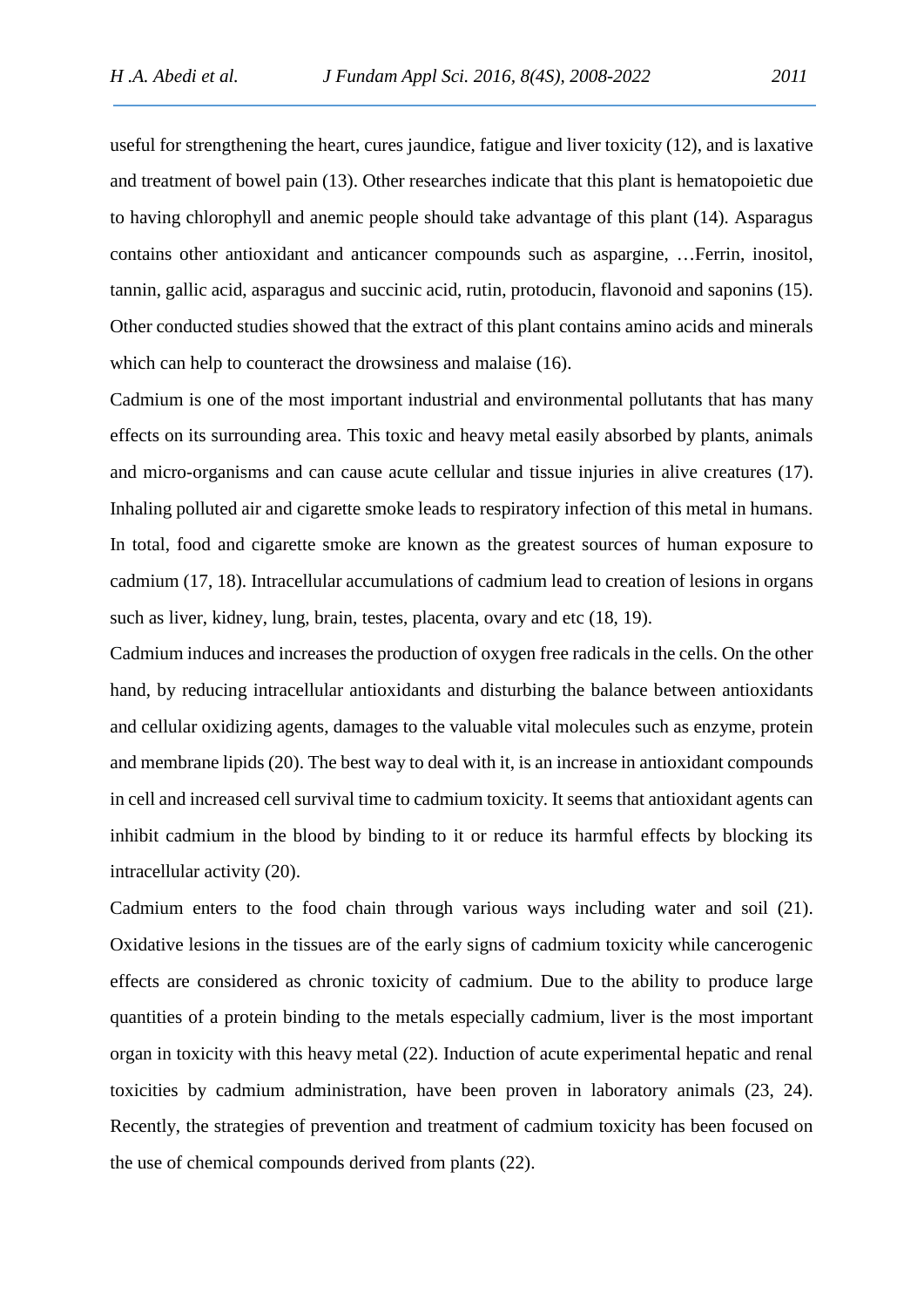useful for strengthening the heart, cures jaundice, fatigue and liver toxicity (12), and is laxative and treatment of bowel pain (13). Other researches indicate that this plant is hematopoietic due to having chlorophyll and anemic people should take advantage of this plant (14). Asparagus contains other antioxidant and anticancer compounds such as aspargine, …Ferrin, inositol, tannin, gallic acid, asparagus and succinic acid, rutin, protoducin, flavonoid and saponins (15). Other conducted studies showed that the extract of this plant contains amino acids and minerals which can help to counteract the drowsiness and malaise (16).

Cadmium is one of the most important industrial and environmental pollutants that has many effects on its surrounding area. This toxic and heavy metal easily absorbed by plants, animals and micro-organisms and can cause acute cellular and tissue injuries in alive creatures (17). Inhaling polluted air and cigarette smoke leads to respiratory infection of this metal in humans. In total, food and cigarette smoke are known as the greatest sources of human exposure to cadmium (17, 18). Intracellular accumulations of cadmium lead to creation of lesions in organs such as liver, kidney, lung, brain, testes, placenta, ovary and etc (18, 19).

Cadmium induces and increases the production of oxygen free radicals in the cells. On the other hand, by reducing intracellular antioxidants and disturbing the balance between antioxidants and cellular oxidizing agents, damages to the valuable vital molecules such as enzyme, protein and membrane lipids (20). The best way to deal with it, is an increase in antioxidant compounds in cell and increased cell survival time to cadmium toxicity. It seems that antioxidant agents can inhibit cadmium in the blood by binding to it or reduce its harmful effects by blocking its intracellular activity (20).

Cadmium enters to the food chain through various ways including water and soil (21). Oxidative lesions in the tissues are of the early signs of cadmium toxicity while cancerogenic effects are considered as chronic toxicity of cadmium. Due to the ability to produce large quantities of a protein binding to the metals especially cadmium, liver is the most important organ in toxicity with this heavy metal (22). Induction of acute experimental hepatic and renal toxicities by cadmium administration, have been proven in laboratory animals (23, 24). Recently, the strategies of prevention and treatment of cadmium toxicity has been focused on the use of chemical compounds derived from plants (22).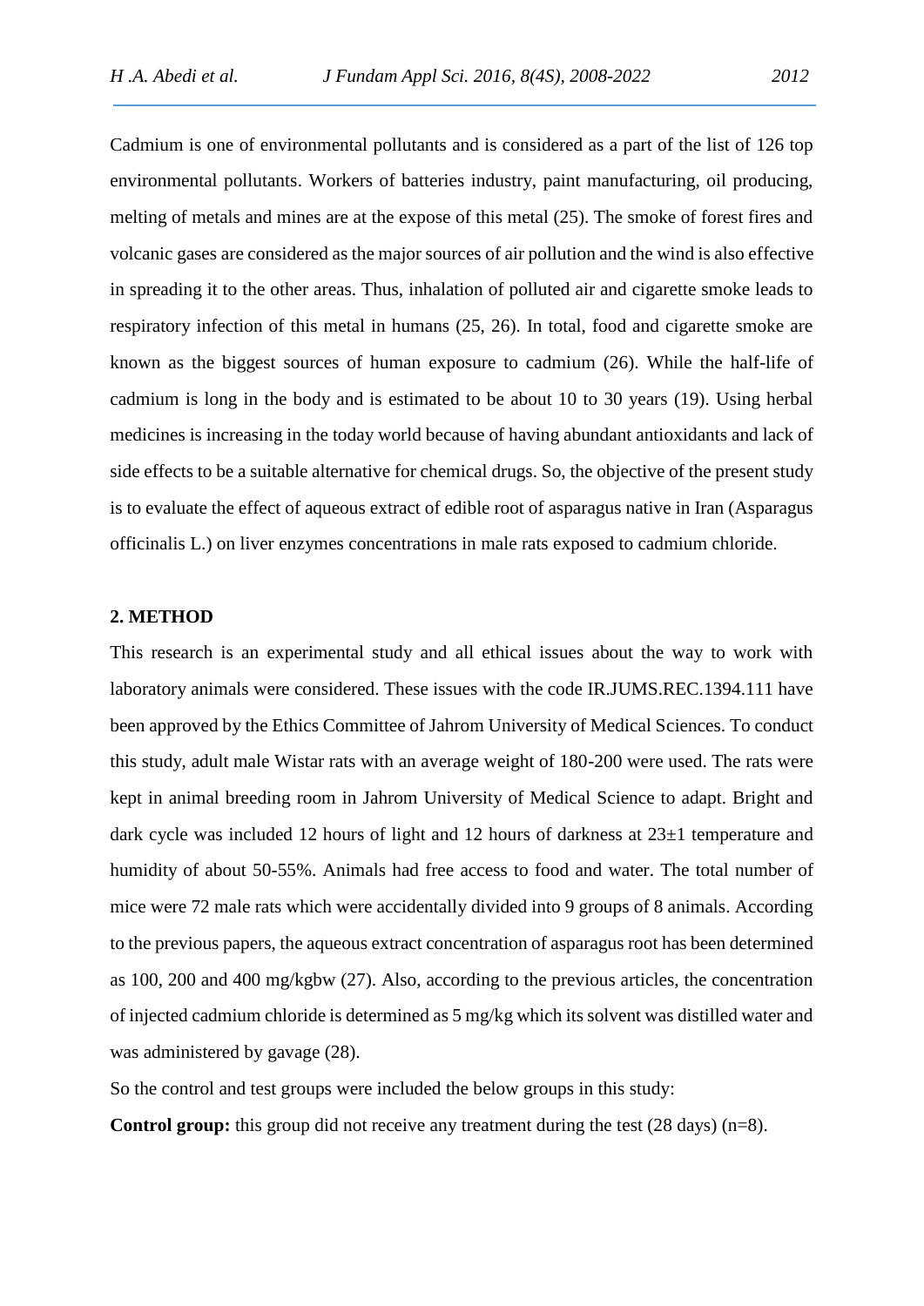Cadmium is one of environmental pollutants and is considered as a part of the list of 126 top environmental pollutants. Workers of batteries industry, paint manufacturing, oil producing, melting of metals and mines are at the expose of this metal (25). The smoke of forest fires and volcanic gases are considered as the major sources of air pollution and the wind is also effective in spreading it to the other areas. Thus, inhalation of polluted air and cigarette smoke leads to respiratory infection of this metal in humans (25, 26). In total, food and cigarette smoke are known as the biggest sources of human exposure to cadmium (26). While the half-life of cadmium is long in the body and is estimated to be about 10 to 30 years (19). Using herbal medicines is increasing in the today world because of having abundant antioxidants and lack of side effects to be a suitable alternative for chemical drugs. So, the objective of the present study is to evaluate the effect of aqueous extract of edible root of asparagus native in Iran (Asparagus officinalis L.) on liver enzymes concentrations in male rats exposed to cadmium chloride.

## 2. METHOD

This research is an experimental study and all ethical issues about the way to work with laboratory animals were considered. These issues with the code IR.JUMS.REC.1394.111 have been approved by the Ethics Committee of Jahrom University of Medical Sciences. To conduct this study, adult male Wistar rats with an average weight of 180-200 were used. The rats were kept in animal breeding room in Jahrom University of Medical Science to adapt. Bright and dark cycle was included 12 hours of light and 12 hours of darkness at 23±1 temperature and humidity of about 50-55%. Animals had free access to food and water. The total number of mice were 72 male rats which were accidentally divided into 9 groups of 8 animals. According to the previous papers, the aqueous extract concentration of asparagus root has been determined as 100, 200 and 400 mg/kgbw (27). Also, according to the previous articles, the concentration of injected cadmium chloride is determined as 5 mg/kg which its solvent was distilled water and was administered by gavage (28).

So the control and test groups were included the below groups in this study:

**Control group:** this group did not receive any treatment during the test (28 days) (n=8).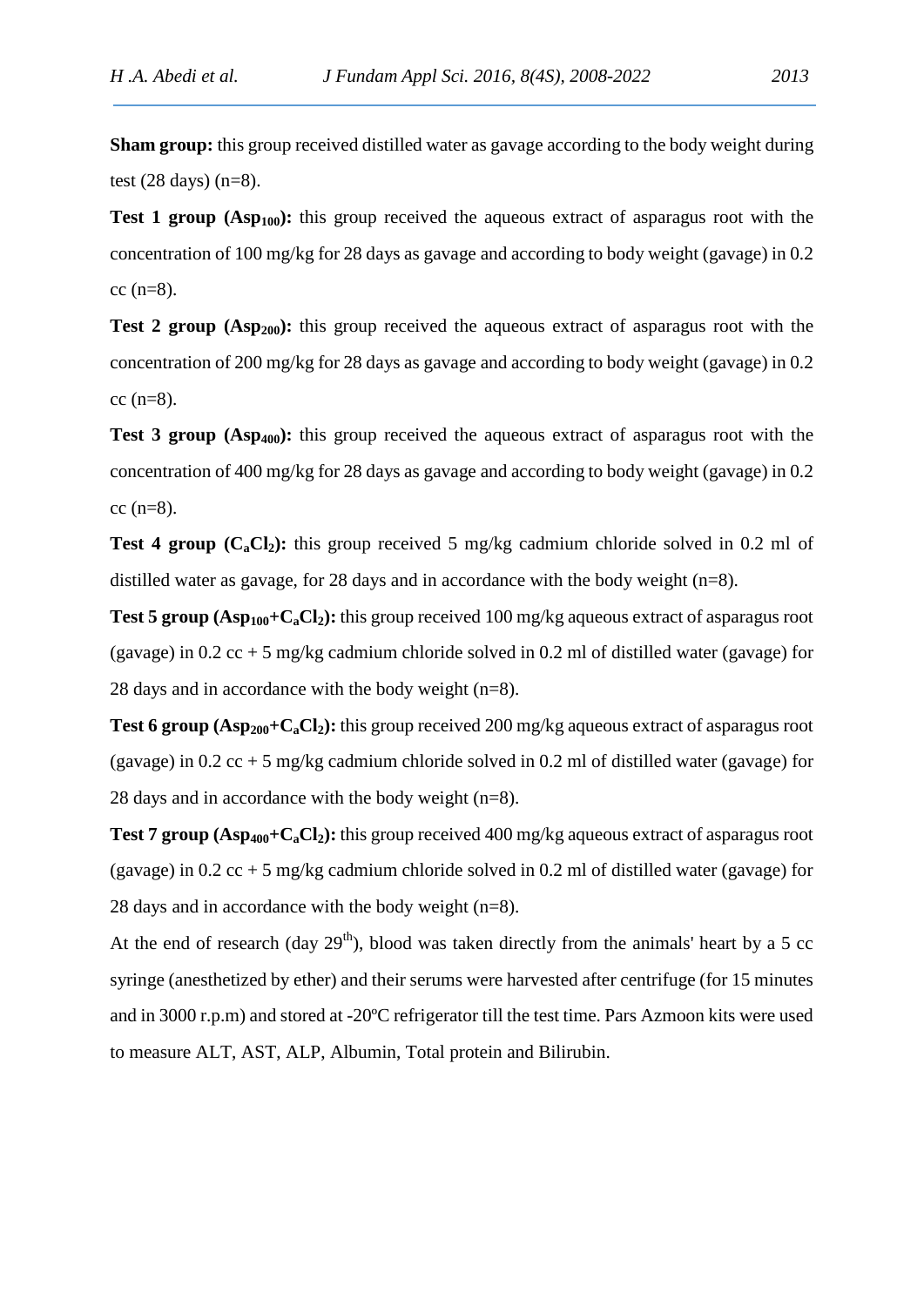**Sham group:** this group received distilled water as gavage according to the body weight during test (28 days) (n=8).

**Test 1 group ($Asp_{100}$):** this group received the aqueous extract of asparagus root with the concentration of 100 mg/kg for 28 days as gavage and according to body weight (gavage) in 0.2 cc (n=8).

**Test 2 group ($Asp_{200}$):** this group received the aqueous extract of asparagus root with the concentration of 200 mg/kg for 28 days as gavage and according to body weight (gavage) in 0.2 cc (n=8).

**Test 3 group ($Asp_{400}$):** this group received the aqueous extract of asparagus root with the concentration of 400 mg/kg for 28 days as gavage and according to body weight (gavage) in 0.2 cc (n=8).

**Test 4 group ($C_aCl_2$):** this group received 5 mg/kg cadmium chloride solved in 0.2 ml of distilled water as gavage, for 28 days and in accordance with the body weight (n=8).

**Test 5 group ($Asp_{100}$+$C_aCl_2$):** this group received 100 mg/kg aqueous extract of asparagus root (gavage) in 0.2 cc + 5 mg/kg cadmium chloride solved in 0.2 ml of distilled water (gavage) for 28 days and in accordance with the body weight (n=8).

**Test 6 group ($Asp_{200}$+$C_aCl_2$):** this group received 200 mg/kg aqueous extract of asparagus root (gavage) in 0.2 cc + 5 mg/kg cadmium chloride solved in 0.2 ml of distilled water (gavage) for 28 days and in accordance with the body weight (n=8).

**Test 7 group ($Asp_{400}$+$C_aCl_2$):** this group received 400 mg/kg aqueous extract of asparagus root (gavage) in 0.2 cc + 5 mg/kg cadmium chloride solved in 0.2 ml of distilled water (gavage) for 28 days and in accordance with the body weight (n=8).

At the end of research (day $29^{th}$), blood was taken directly from the animals' heart by a 5 cc syringe (anesthetized by ether) and their serums were harvested after centrifuge (for 15 minutes and in 3000 r.p.m) and stored at -20ºC refrigerator till the test time. Pars Azmoon kits were used to measure ALT, AST, ALP, Albumin, Total protein and Bilirubin.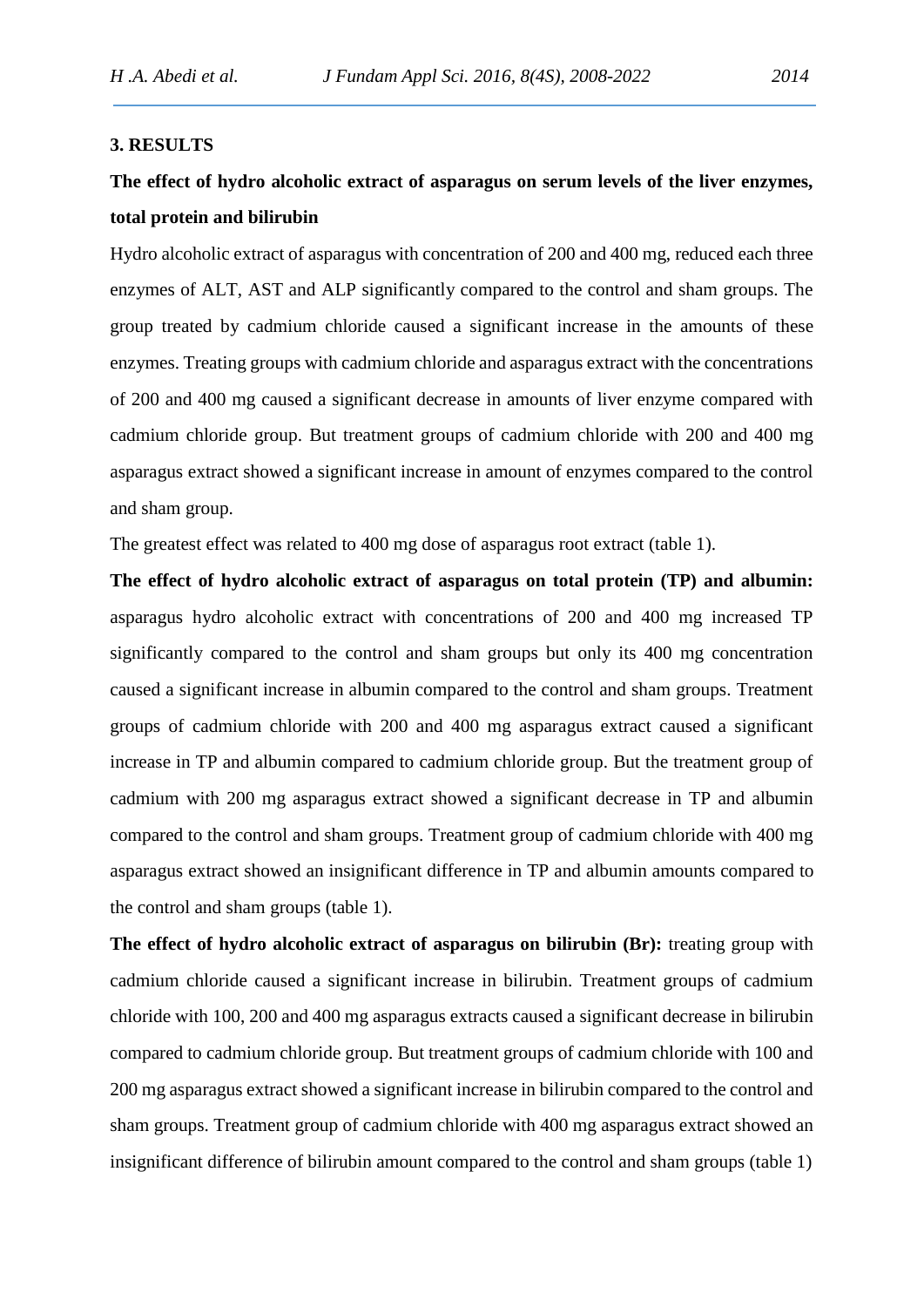## 3. RESULTS

### The effect of hydro alcoholic extract of asparagus on serum levels of the liver enzymes, total protein and bilirubin

Hydro alcoholic extract of asparagus with concentration of 200 and 400 mg, reduced each three enzymes of ALT, AST and ALP significantly compared to the control and sham groups. The group treated by cadmium chloride caused a significant increase in the amounts of these enzymes. Treating groups with cadmium chloride and asparagus extract with the concentrations of 200 and 400 mg caused a significant decrease in amounts of liver enzyme compared with cadmium chloride group. But treatment groups of cadmium chloride with 200 and 400 mg asparagus extract showed a significant increase in amount of enzymes compared to the control and sham group.

The greatest effect was related to 400 mg dose of asparagus root extract (table 1).

**The effect of hydro alcoholic extract of asparagus on total protein (TP) and albumin:** asparagus hydro alcoholic extract with concentrations of 200 and 400 mg increased TP significantly compared to the control and sham groups but only its 400 mg concentration caused a significant increase in albumin compared to the control and sham groups. Treatment groups of cadmium chloride with 200 and 400 mg asparagus extract caused a significant increase in TP and albumin compared to cadmium chloride group. But the treatment group of cadmium with 200 mg asparagus extract showed a significant decrease in TP and albumin compared to the control and sham groups. Treatment group of cadmium chloride with 400 mg asparagus extract showed an insignificant difference in TP and albumin amounts compared to the control and sham groups (table 1).

**The effect of hydro alcoholic extract of asparagus on bilirubin (Br):** treating group with cadmium chloride caused a significant increase in bilirubin. Treatment groups of cadmium chloride with 100, 200 and 400 mg asparagus extracts caused a significant decrease in bilirubin compared to cadmium chloride group. But treatment groups of cadmium chloride with 100 and 200 mg asparagus extract showed a significant increase in bilirubin compared to the control and sham groups. Treatment group of cadmium chloride with 400 mg asparagus extract showed an insignificant difference of bilirubin amount compared to the control and sham groups (table 1)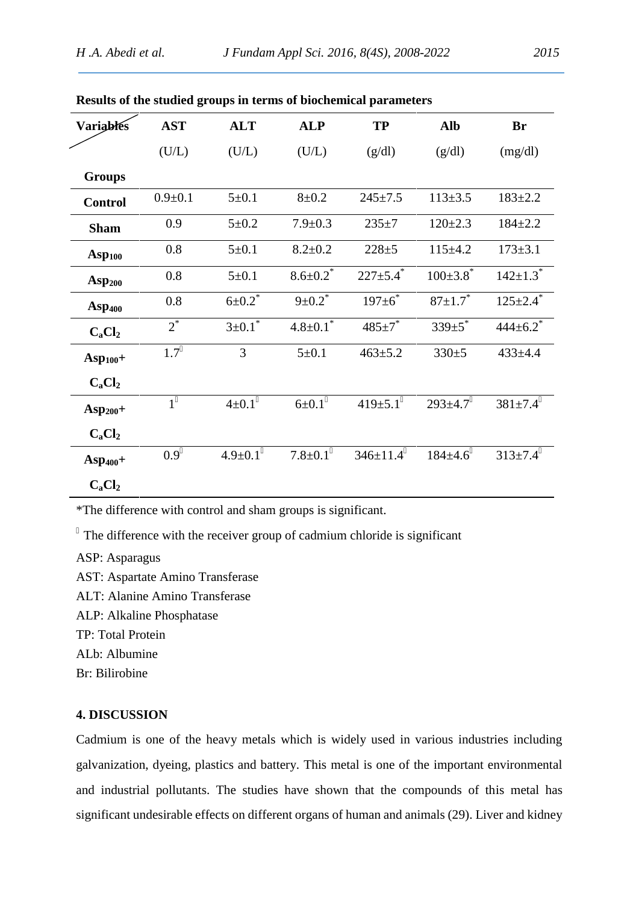**Results of the studied groups in terms of biochemical parameters**

| Variables / Groups | AST (U/L) | ALT (U/L) | ALP (U/L) | TP (g/dl) | Alb (g/dl) | Br (mg/dl) |
|---|---|---|---|---|---|---|
| **Control** | 0.9±0.1 | 5±0.1 | 8±0.2 | 245±7.5 | 113±3.5 | 183±2.2 |
| **Sham** | 0.9 | 5±0.2 | 7.9±0.3 | 235±7 | 120±2.3 | 184±2.2 |
| **$Asp_{100}$** | 0.8 | 5±0.1 | 8.2±0.2 | 228±5 | 115±4.2 | 173±3.1 |
| **$Asp_{200}$** | 0.8 | 5±0.1 | 8.6±0.2* | 227±5.4* | 100±3.8* | 142±1.3* |
| **$Asp_{400}$** | 0.8 | 6±0.2* | 9±0.2* | 197±6* | 87±1.7* | 125±2.4* |
| **$C_aCl_2$** | 2* | 3±0.1* | 4.8±0.1* | 485±7* | 339±5* | 444±6.2* |
| **$Asp_{100}$+ $C_aCl_2$** | 1.7 | 3 | 5±0.1 | 463±5.2 | 330±5 | 433±4.4 |
| **$Asp_{200}$+ $C_aCl_2$** | 1 | 4±0.1 | 6±0.1 | 419±5.1 | 293±4.7 | 381±7.4 |
| **$Asp_{400}$+ $C_aCl_2$** | 0.9 | 4.9±0.1 | 7.8±0.1 | 346±11.4 | 184±4.6 | 313±7.4 |

*The difference with control and sham groups is significant.

The difference with the receiver group of cadmium chloride is significant

ASP: Asparagus

AST: Aspartate Amino Transferase

ALT: Alanine Amino Transferase

ALP: Alkaline Phosphatase

TP: Total Protein

ALb: Albumine

Br: Bilirobine

## 4. DISCUSSION

Cadmium is one of the heavy metals which is widely used in various industries including galvanization, dyeing, plastics and battery. This metal is one of the important environmental and industrial pollutants. The studies have shown that the compounds of this metal has significant undesirable effects on different organs of human and animals (29). Liver and kidney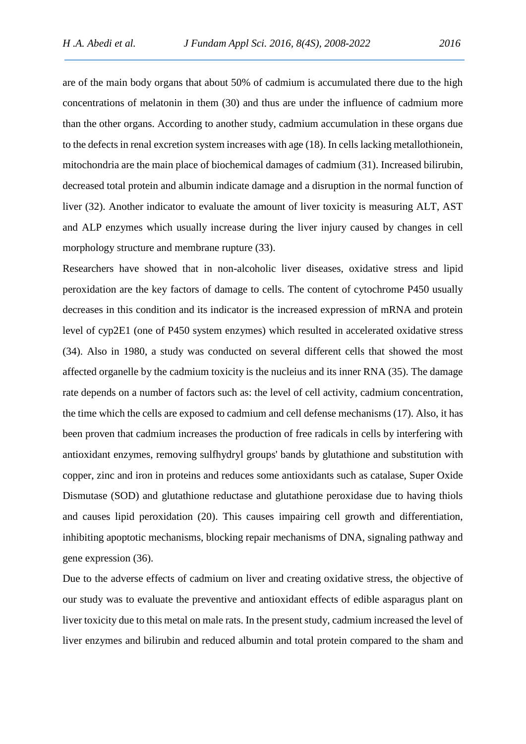are of the main body organs that about 50% of cadmium is accumulated there due to the high concentrations of melatonin in them (30) and thus are under the influence of cadmium more than the other organs. According to another study, cadmium accumulation in these organs due to the defects in renal excretion system increases with age (18). In cells lacking metallothionein, mitochondria are the main place of biochemical damages of cadmium (31). Increased bilirubin, decreased total protein and albumin indicate damage and a disruption in the normal function of liver (32). Another indicator to evaluate the amount of liver toxicity is measuring ALT, AST and ALP enzymes which usually increase during the liver injury caused by changes in cell morphology structure and membrane rupture (33).

Researchers have showed that in non-alcoholic liver diseases, oxidative stress and lipid peroxidation are the key factors of damage to cells. The content of cytochrome P450 usually decreases in this condition and its indicator is the increased expression of mRNA and protein level of cyp2E1 (one of P450 system enzymes) which resulted in accelerated oxidative stress (34). Also in 1980, a study was conducted on several different cells that showed the most affected organelle by the cadmium toxicity is the nucleius and its inner RNA (35). The damage rate depends on a number of factors such as: the level of cell activity, cadmium concentration, the time which the cells are exposed to cadmium and cell defense mechanisms (17). Also, it has been proven that cadmium increases the production of free radicals in cells by interfering with antioxidant enzymes, removing sulfhydryl groups' bands by glutathione and substitution with copper, zinc and iron in proteins and reduces some antioxidants such as catalase, Super Oxide Dismutase (SOD) and glutathione reductase and glutathione peroxidase due to having thiols and causes lipid peroxidation (20). This causes impairing cell growth and differentiation, inhibiting apoptotic mechanisms, blocking repair mechanisms of DNA, signaling pathway and gene expression (36).

Due to the adverse effects of cadmium on liver and creating oxidative stress, the objective of our study was to evaluate the preventive and antioxidant effects of edible asparagus plant on liver toxicity due to this metal on male rats. In the present study, cadmium increased the level of liver enzymes and bilirubin and reduced albumin and total protein compared to the sham and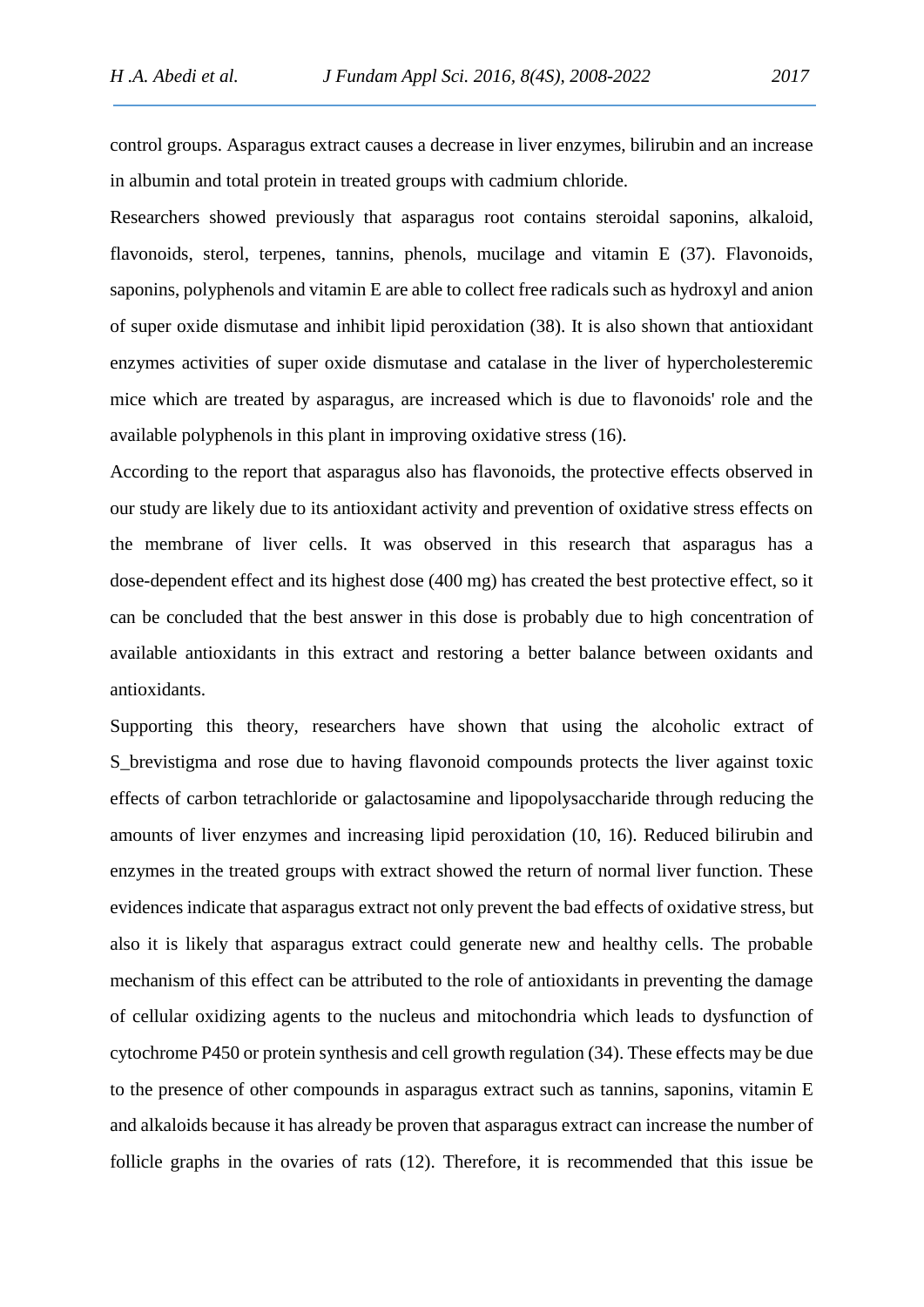control groups. Asparagus extract causes a decrease in liver enzymes, bilirubin and an increase in albumin and total protein in treated groups with cadmium chloride.

Researchers showed previously that asparagus root contains steroidal saponins, alkaloid, flavonoids, sterol, terpenes, tannins, phenols, mucilage and vitamin E (37). Flavonoids, saponins, polyphenols and vitamin E are able to collect free radicals such as hydroxyl and anion of super oxide dismutase and inhibit lipid peroxidation (38). It is also shown that antioxidant enzymes activities of super oxide dismutase and catalase in the liver of hypercholesteremic mice which are treated by asparagus, are increased which is due to flavonoids' role and the available polyphenols in this plant in improving oxidative stress (16).

According to the report that asparagus also has flavonoids, the protective effects observed in our study are likely due to its antioxidant activity and prevention of oxidative stress effects on the membrane of liver cells. It was observed in this research that asparagus has a dose-dependent effect and its highest dose (400 mg) has created the best protective effect, so it can be concluded that the best answer in this dose is probably due to high concentration of available antioxidants in this extract and restoring a better balance between oxidants and antioxidants.

Supporting this theory, researchers have shown that using the alcoholic extract of S_brevistigma and rose due to having flavonoid compounds protects the liver against toxic effects of carbon tetrachloride or galactosamine and lipopolysaccharide through reducing the amounts of liver enzymes and increasing lipid peroxidation (10, 16). Reduced bilirubin and enzymes in the treated groups with extract showed the return of normal liver function. These evidences indicate that asparagus extract not only prevent the bad effects of oxidative stress, but also it is likely that asparagus extract could generate new and healthy cells. The probable mechanism of this effect can be attributed to the role of antioxidants in preventing the damage of cellular oxidizing agents to the nucleus and mitochondria which leads to dysfunction of cytochrome P450 or protein synthesis and cell growth regulation (34). These effects may be due to the presence of other compounds in asparagus extract such as tannins, saponins, vitamin E and alkaloids because it has already be proven that asparagus extract can increase the number of follicle graphs in the ovaries of rats (12). Therefore, it is recommended that this issue be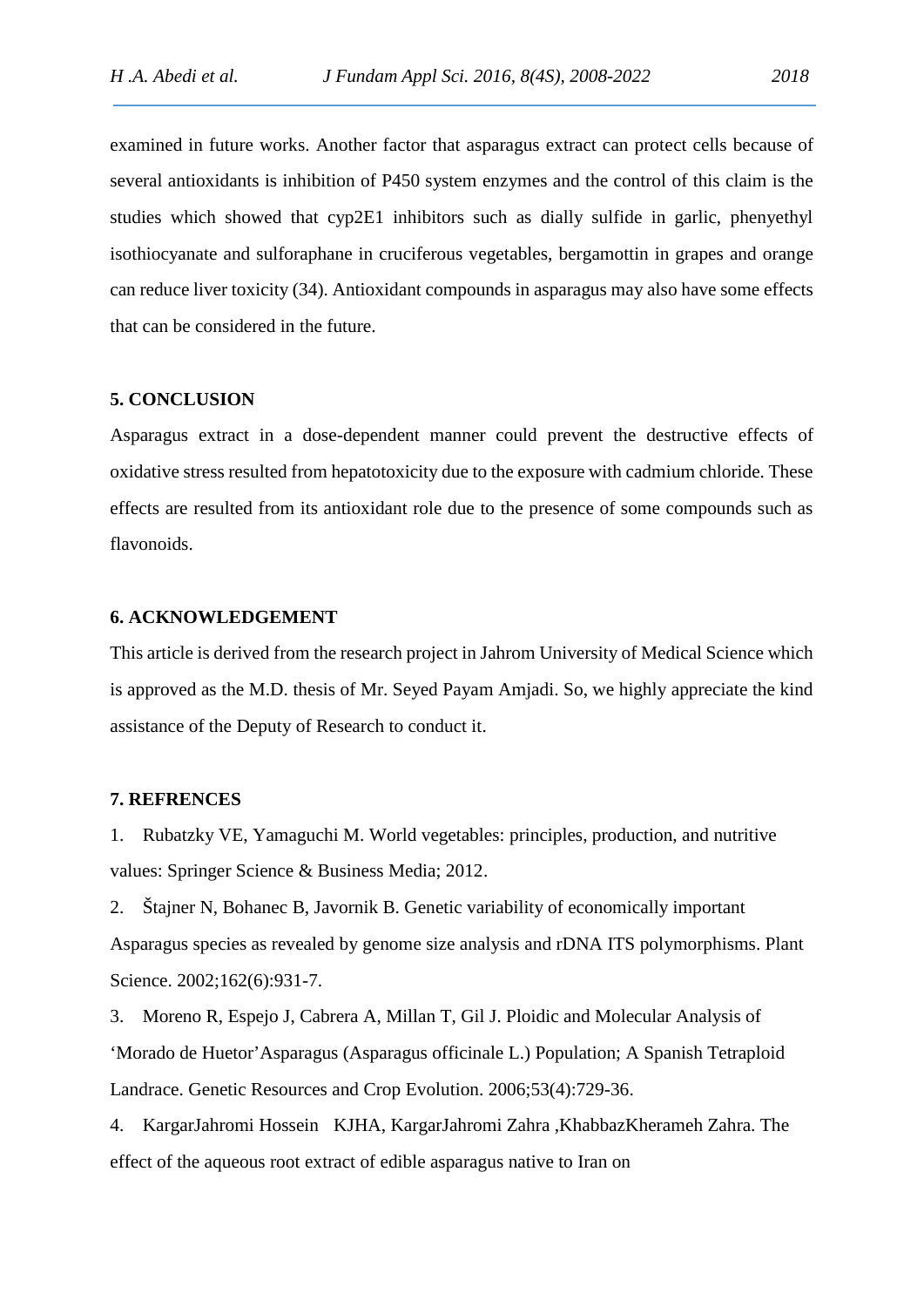examined in future works. Another factor that asparagus extract can protect cells because of several antioxidants is inhibition of P450 system enzymes and the control of this claim is the studies which showed that cyp2E1 inhibitors such as dially sulfide in garlic, phenyethyl isothiocyanate and sulforaphane in cruciferous vegetables, bergamottin in grapes and orange can reduce liver toxicity (34). Antioxidant compounds in asparagus may also have some effects that can be considered in the future.

## 5. CONCLUSION

Asparagus extract in a dose-dependent manner could prevent the destructive effects of oxidative stress resulted from hepatotoxicity due to the exposure with cadmium chloride. These effects are resulted from its antioxidant role due to the presence of some compounds such as flavonoids.

## 6. ACKNOWLEDGEMENT

This article is derived from the research project in Jahrom University of Medical Science which is approved as the M.D. thesis of Mr. Seyed Payam Amjadi. So, we highly appreciate the kind assistance of the Deputy of Research to conduct it.

## 7. REFRENCES

1. Rubatzky VE, Yamaguchi M. World vegetables: principles, production, and nutritive values: Springer Science & Business Media; 2012.
2. Štajner N, Bohanec B, Javornik B. Genetic variability of economically important Asparagus species as revealed by genome size analysis and rDNA ITS polymorphisms. Plant Science. 2002;162(6):931-7.
3. Moreno R, Espejo J, Cabrera A, Millan T, Gil J. Ploidic and Molecular Analysis of 'Morado de Huetor'Asparagus (Asparagus officinale L.) Population; A Spanish Tetraploid Landrace. Genetic Resources and Crop Evolution. 2006;53(4):729-36.
4. KargarJahromi Hossein KJHA, KargarJahromi Zahra ,KhabbazKherameh Zahra. The effect of the aqueous root extract of edible asparagus native to Iran on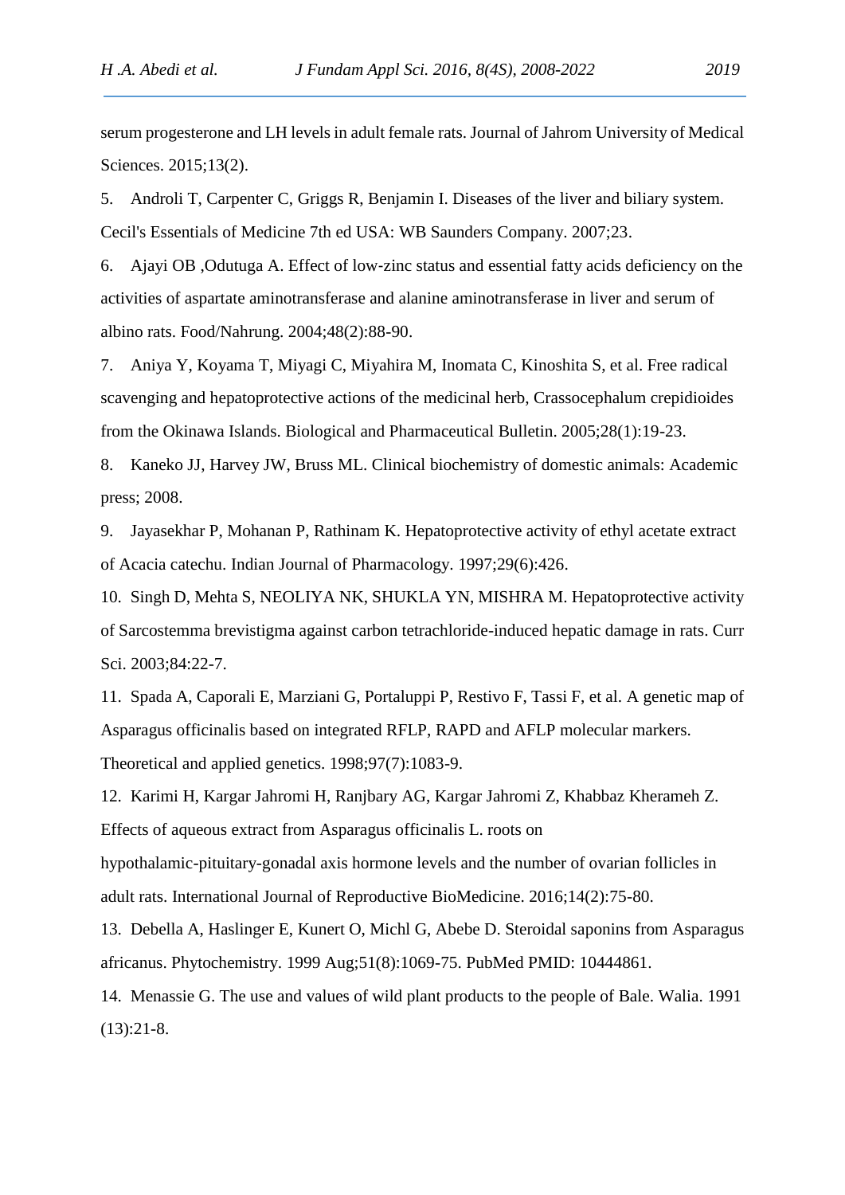serum progesterone and LH levels in adult female rats. Journal of Jahrom University of Medical Sciences. 2015;13(2).

5. Androli T, Carpenter C, Griggs R, Benjamin I. Diseases of the liver and biliary system. Cecil's Essentials of Medicine 7th ed USA: WB Saunders Company. 2007;23.

6. Ajayi OB ,Odutuga A. Effect of low-zinc status and essential fatty acids deficiency on the activities of aspartate aminotransferase and alanine aminotransferase in liver and serum of albino rats. Food/Nahrung. 2004;48(2):88-90.

7. Aniya Y, Koyama T, Miyagi C, Miyahira M, Inomata C, Kinoshita S, et al. Free radical scavenging and hepatoprotective actions of the medicinal herb, Crassocephalum crepidioides from the Okinawa Islands. Biological and Pharmaceutical Bulletin. 2005;28(1):19-23.

8. Kaneko JJ, Harvey JW, Bruss ML. Clinical biochemistry of domestic animals: Academic press; 2008.

9. Jayasekhar P, Mohanan P, Rathinam K. Hepatoprotective activity of ethyl acetate extract of Acacia catechu. Indian Journal of Pharmacology. 1997;29(6):426.

10. Singh D, Mehta S, NEOLIYA NK, SHUKLA YN, MISHRA M. Hepatoprotective activity of Sarcostemma brevistigma against carbon tetrachloride-induced hepatic damage in rats. Curr Sci. 2003;84:22-7.

11. Spada A, Caporali E, Marziani G, Portaluppi P, Restivo F, Tassi F, et al. A genetic map of Asparagus officinalis based on integrated RFLP, RAPD and AFLP molecular markers. Theoretical and applied genetics. 1998;97(7):1083-9.

12. Karimi H, Kargar Jahromi H, Ranjbary AG, Kargar Jahromi Z, Khabbaz Kherameh Z. Effects of aqueous extract from Asparagus officinalis L. roots on hypothalamic-pituitary-gonadal axis hormone levels and the number of ovarian follicles in adult rats. International Journal of Reproductive BioMedicine. 2016;14(2):75-80.

13. Debella A, Haslinger E, Kunert O, Michl G, Abebe D. Steroidal saponins from Asparagus africanus. Phytochemistry. 1999 Aug;51(8):1069-75. PubMed PMID: 10444861.

14. Menassie G. The use and values of wild plant products to the people of Bale. Walia. 1991 (13):21-8.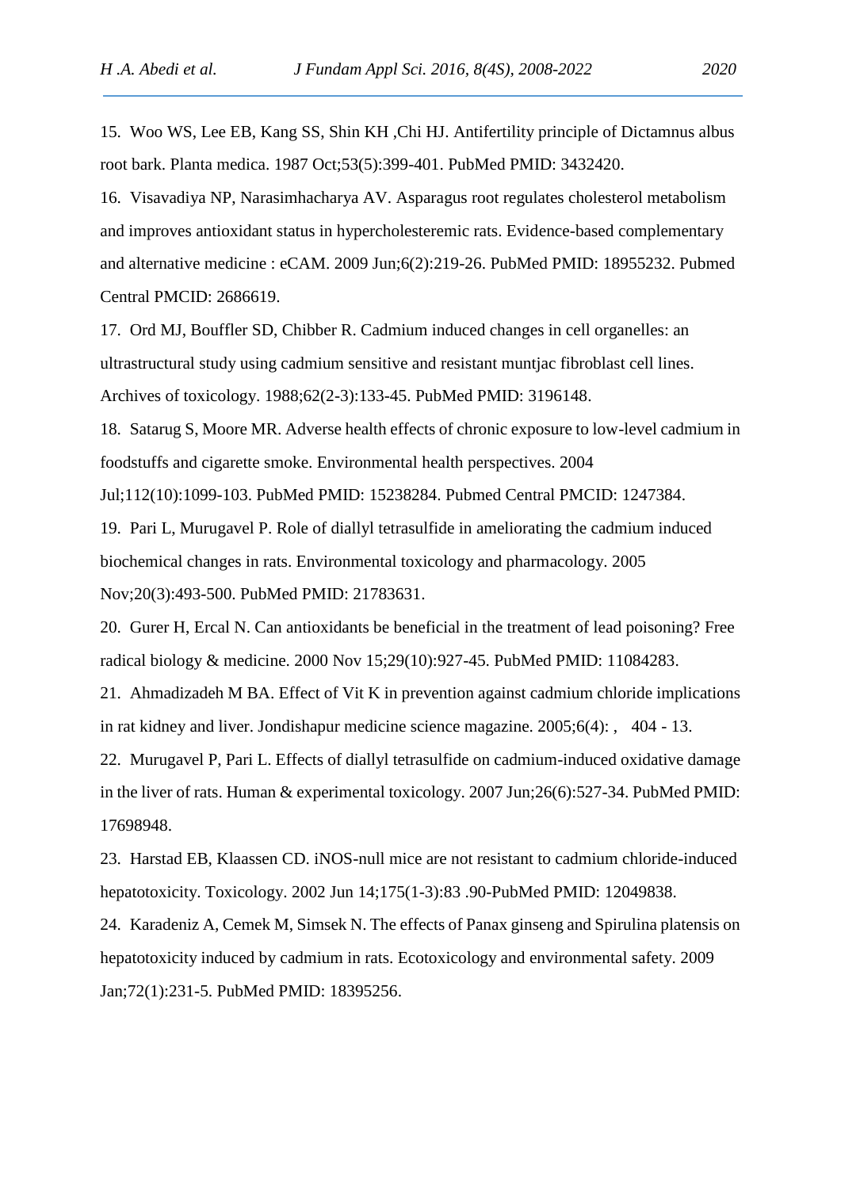15. Woo WS, Lee EB, Kang SS, Shin KH ,Chi HJ. Antifertility principle of Dictamnus albus root bark. Planta medica. 1987 Oct;53(5):399-401. PubMed PMID: 3432420.

16. Visavadiya NP, Narasimhacharya AV. Asparagus root regulates cholesterol metabolism and improves antioxidant status in hypercholesteremic rats. Evidence-based complementary and alternative medicine : eCAM. 2009 Jun;6(2):219-26. PubMed PMID: 18955232. Pubmed Central PMCID: 2686619.

17. Ord MJ, Bouffler SD, Chibber R. Cadmium induced changes in cell organelles: an ultrastructural study using cadmium sensitive and resistant muntjac fibroblast cell lines. Archives of toxicology. 1988;62(2-3):133-45. PubMed PMID: 3196148.

18. Satarug S, Moore MR. Adverse health effects of chronic exposure to low-level cadmium in foodstuffs and cigarette smoke. Environmental health perspectives. 2004 Jul;112(10):1099-103. PubMed PMID: 15238284. Pubmed Central PMCID: 1247384.

19. Pari L, Murugavel P. Role of diallyl tetrasulfide in ameliorating the cadmium induced biochemical changes in rats. Environmental toxicology and pharmacology. 2005 Nov;20(3):493-500. PubMed PMID: 21783631.

20. Gurer H, Ercal N. Can antioxidants be beneficial in the treatment of lead poisoning? Free radical biology & medicine. 2000 Nov 15;29(10):927-45. PubMed PMID: 11084283.

21. Ahmadizadeh M BA. Effect of Vit K in prevention against cadmium chloride implications in rat kidney and liver. Jondishapur medicine science magazine. 2005;6(4): , 404 - 13.

22. Murugavel P, Pari L. Effects of diallyl tetrasulfide on cadmium-induced oxidative damage in the liver of rats. Human & experimental toxicology. 2007 Jun;26(6):527-34. PubMed PMID: 17698948.

23. Harstad EB, Klaassen CD. iNOS-null mice are not resistant to cadmium chloride-induced hepatotoxicity. Toxicology. 2002 Jun 14;175(1-3):83 .90-PubMed PMID: 12049838.

24. Karadeniz A, Cemek M, Simsek N. The effects of Panax ginseng and Spirulina platensis on hepatotoxicity induced by cadmium in rats. Ecotoxicology and environmental safety. 2009 Jan;72(1):231-5. PubMed PMID: 18395256.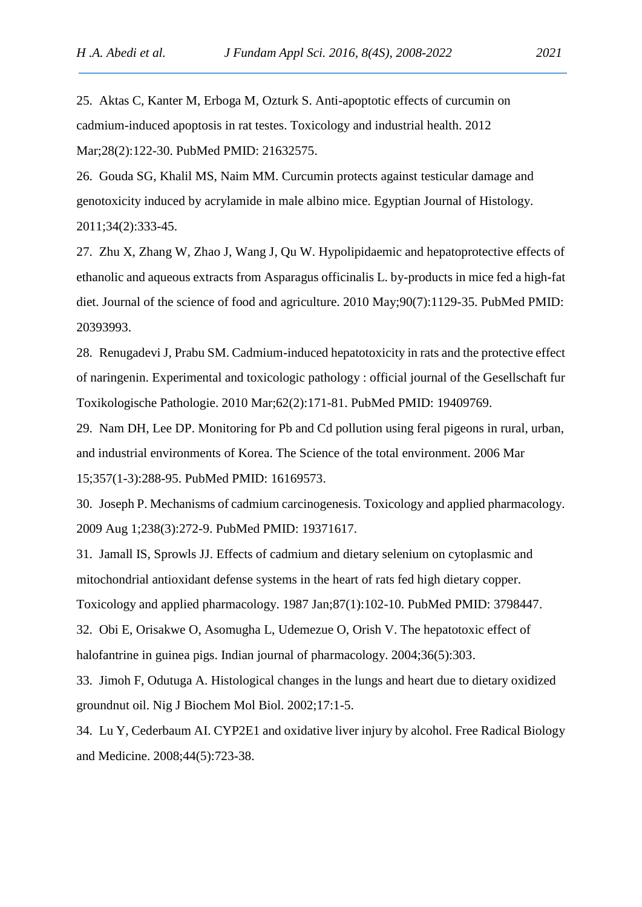25. Aktas C, Kanter M, Erboga M, Ozturk S. Anti-apoptotic effects of curcumin on cadmium-induced apoptosis in rat testes. Toxicology and industrial health. 2012 Mar;28(2):122-30. PubMed PMID: 21632575.

26. Gouda SG, Khalil MS, Naim MM. Curcumin protects against testicular damage and genotoxicity induced by acrylamide in male albino mice. Egyptian Journal of Histology. 2011;34(2):333-45.

27. Zhu X, Zhang W, Zhao J, Wang J, Qu W. Hypolipidaemic and hepatoprotective effects of ethanolic and aqueous extracts from Asparagus officinalis L. by-products in mice fed a high-fat diet. Journal of the science of food and agriculture. 2010 May;90(7):1129-35. PubMed PMID: 20393993.

28. Renugadevi J, Prabu SM. Cadmium-induced hepatotoxicity in rats and the protective effect of naringenin. Experimental and toxicologic pathology : official journal of the Gesellschaft fur Toxikologische Pathologie. 2010 Mar;62(2):171-81. PubMed PMID: 19409769.

29. Nam DH, Lee DP. Monitoring for Pb and Cd pollution using feral pigeons in rural, urban, and industrial environments of Korea. The Science of the total environment. 2006 Mar 15;357(1-3):288-95. PubMed PMID: 16169573.

30. Joseph P. Mechanisms of cadmium carcinogenesis. Toxicology and applied pharmacology. 2009 Aug 1;238(3):272-9. PubMed PMID: 19371617.

31. Jamall IS, Sprowls JJ. Effects of cadmium and dietary selenium on cytoplasmic and mitochondrial antioxidant defense systems in the heart of rats fed high dietary copper. Toxicology and applied pharmacology. 1987 Jan;87(1):102-10. PubMed PMID: 3798447.

32. Obi E, Orisakwe O, Asomugha L, Udemezue O, Orish V. The hepatotoxic effect of halofantrine in guinea pigs. Indian journal of pharmacology. 2004;36(5):303.

33. Jimoh F, Odutuga A. Histological changes in the lungs and heart due to dietary oxidized groundnut oil. Nig J Biochem Mol Biol. 2002;17:1-5.

34. Lu Y, Cederbaum AI. CYP2E1 and oxidative liver injury by alcohol. Free Radical Biology and Medicine. 2008;44(5):723-38.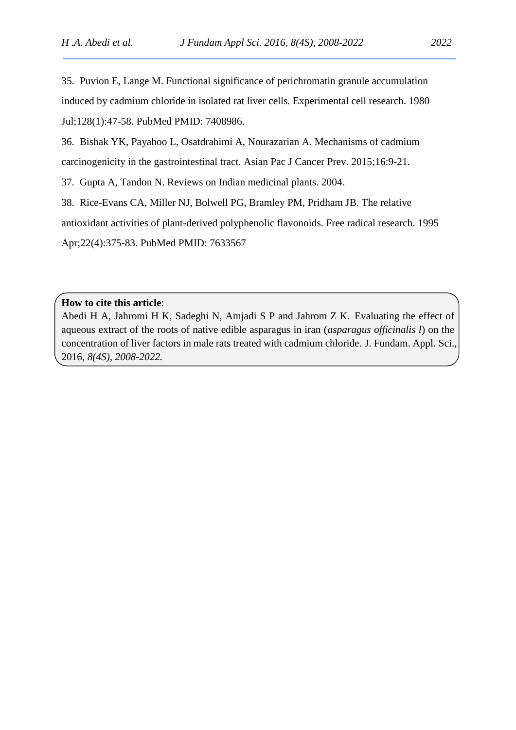35. Puvion E, Lange M. Functional significance of perichromatin granule accumulation induced by cadmium chloride in isolated rat liver cells. Experimental cell research. 1980 Jul;128(1):47-58. PubMed PMID: 7408986.

36. Bishak YK, Payahoo L, Osatdrahimi A, Nourazarian A. Mechanisms of cadmium carcinogenicity in the gastrointestinal tract. Asian Pac J Cancer Prev. 2015;16:9-21.

37. Gupta A, Tandon N. Reviews on Indian medicinal plants. 2004.

38. Rice-Evans CA, Miller NJ, Bolwell PG, Bramley PM, Pridham JB. The relative antioxidant activities of plant-derived polyphenolic flavonoids. Free radical research. 1995 Apr;22(4):375-83. PubMed PMID: 7633567

**How to cite this article**:
Abedi H A, Jahromi H K, Sadeghi N, Amjadi S P and Jahrom Z K. Evaluating the effect of aqueous extract of the roots of native edible asparagus in iran (*asparagus officinalis l*) on the concentration of liver factors in male rats treated with cadmium chloride. J. Fundam. Appl. Sci., 2016, *8(4S), 2008-2022.*